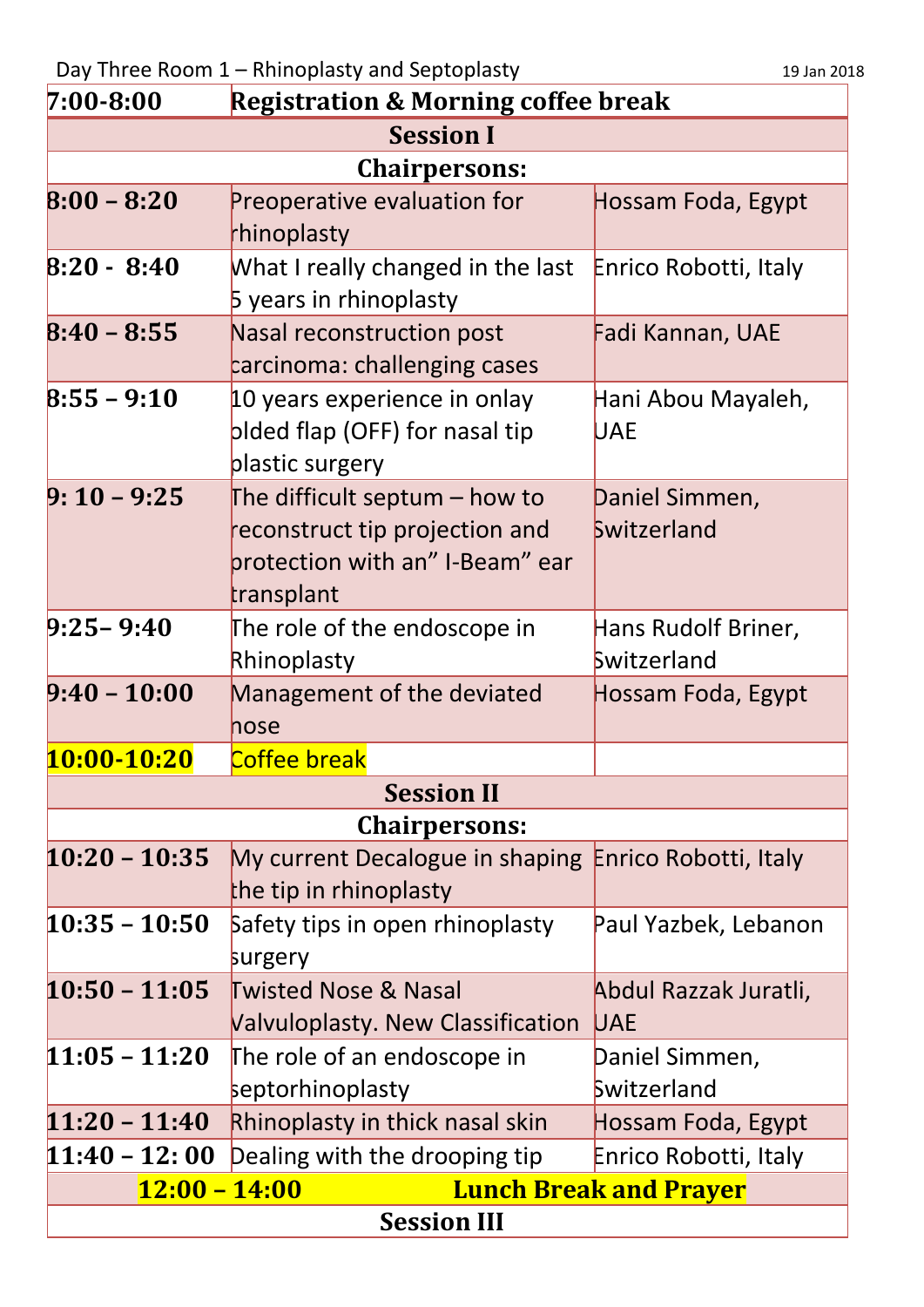Day Three Room 1 – Rhinoplasty and Septoplasty 19 Jan 2018

| 7:00-8:00 | Registration & Morning coffee break | |
|---|---|---|
| **Session I** | | |
| **Chairpersons:** | | |
| 8:00 – 8:20 | Preoperative evaluation for rhinoplasty | Hossam Foda, Egypt |
| 8:20 - 8:40 | What I really changed in the last 5 years in rhinoplasty | Enrico Robotti, Italy |
| 8:40 – 8:55 | Nasal reconstruction post carcinoma: challenging cases | Fadi Kannan, UAE |
| 8:55 – 9:10 | 10 years experience in onlay folded flap (OFF) for nasal tip plastic surgery | Hani Abou Mayaleh, UAE |
| 9: 10 – 9:25 | The difficult septum – how to reconstruct tip projection and protection with an" I-Beam" ear transplant | Daniel Simmen, Switzerland |
| 9:25– 9:40 | The role of the endoscope in Rhinoplasty | Hans Rudolf Briner, Switzerland |
| 9:40 – 10:00 | Management of the deviated nose | Hossam Foda, Egypt |
| 10:00-10:20 | Coffee break | |
| **Session II** | | |
| **Chairpersons:** | | |
| 10:20 – 10:35 | My current Decalogue in shaping the tip in rhinoplasty | Enrico Robotti, Italy |
| 10:35 – 10:50 | Safety tips in open rhinoplasty surgery | Paul Yazbek, Lebanon |
| 10:50 – 11:05 | Twisted Nose & Nasal Valvuloplasty. New Classification | Abdul Razzak Juratli, UAE |
| 11:05 – 11:20 | The role of an endoscope in septorhinoplasty | Daniel Simmen, Switzerland |
| 11:20 – 11:40 | Rhinoplasty in thick nasal skin | Hossam Foda, Egypt |
| 11:40 – 12: 00 | Dealing with the drooping tip | Enrico Robotti, Italy |
| **12:00 – 14:00 Lunch Break and Prayer** | | |
| **Session III** | | |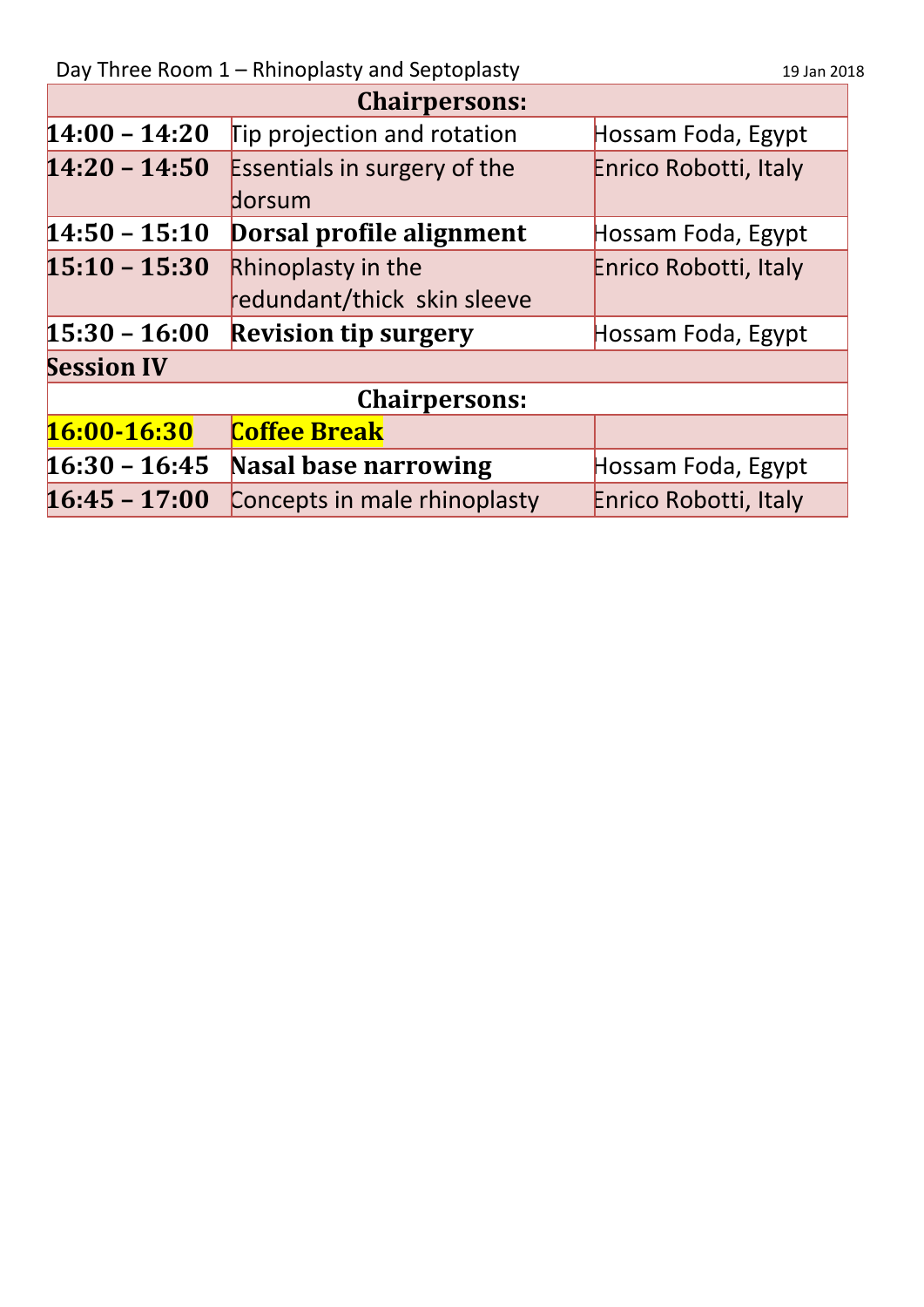Day Three Room 1 – Rhinoplasty and Septoplasty 19 Jan 2018

| **Chairpersons:** | | |
|---|---|---|
| **14:00 – 14:20** | Tip projection and rotation | Hossam Foda, Egypt |
| **14:20 – 14:50** | Essentials in surgery of the dorsum | Enrico Robotti, Italy |
| **14:50 – 15:10** | **Dorsal profile alignment** | Hossam Foda, Egypt |
| **15:10 – 15:30** | Rhinoplasty in the redundant/thick skin sleeve | Enrico Robotti, Italy |
| **15:30 – 16:00** | **Revision tip surgery** | Hossam Foda, Egypt |
| **Session IV** | | |
| **Chairpersons:** | | |
| **16:00-16:30** | **Coffee Break** | |
| **16:30 – 16:45** | **Nasal base narrowing** | Hossam Foda, Egypt |
| **16:45 – 17:00** | Concepts in male rhinoplasty | Enrico Robotti, Italy |